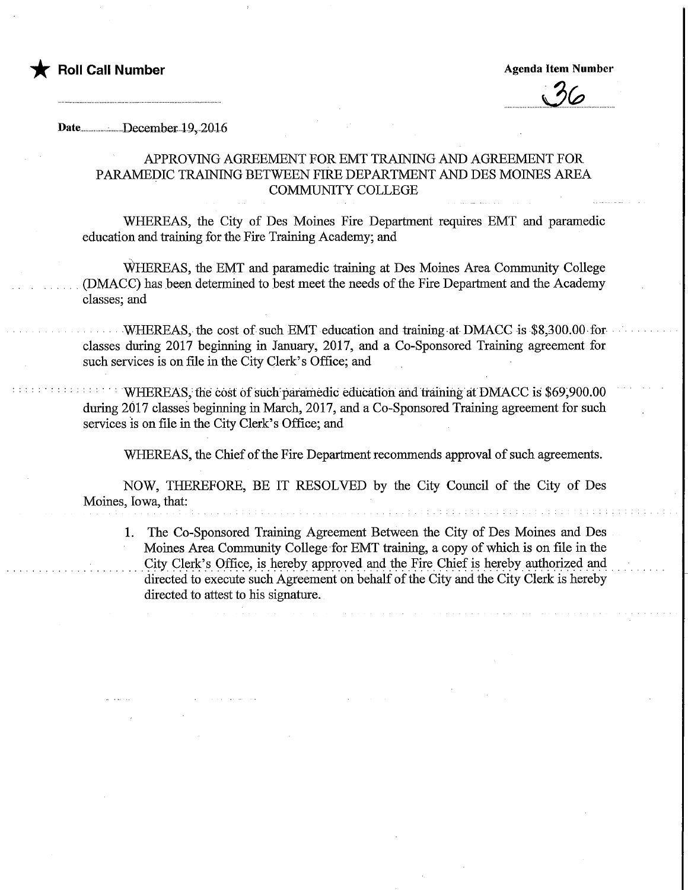★ **Roll Call Number**

**Agenda Item Number**

36

Date December 19, 2016

APPROVING AGREEMENT FOR EMT TRAINING AND AGREEMENT FOR PARAMEDIC TRAINING BETWEEN FIRE DEPARTMENT AND DES MOINES AREA COMMUNITY COLLEGE

WHEREAS, the City of Des Moines Fire Department requires EMT and paramedic education and training for the Fire Training Academy; and

WHEREAS, the EMT and paramedic training at Des Moines Area Community College (DMACC) has been determined to best meet the needs of the Fire Department and the Academy classes; and

WHEREAS, the cost of such EMT education and training at DMACC is $8,300.00 for classes during 2017 beginning in January, 2017, and a Co-Sponsored Training agreement for such services is on file in the City Clerk's Office; and

WHEREAS, the cost of such paramedic education and training at DMACC is $69,900.00 during 2017 classes beginning in March, 2017, and a Co-Sponsored Training agreement for such services is on file in the City Clerk's Office; and

WHEREAS, the Chief of the Fire Department recommends approval of such agreements.

NOW, THEREFORE, BE IT RESOLVED by the City Council of the City of Des Moines, Iowa, that:

1. The Co-Sponsored Training Agreement Between the City of Des Moines and Des Moines Area Community College for EMT training, a copy of which is on file in the City Clerk's Office, is hereby approved and the Fire Chief is hereby authorized and directed to execute such Agreement on behalf of the City and the City Clerk is hereby directed to attest to his signature.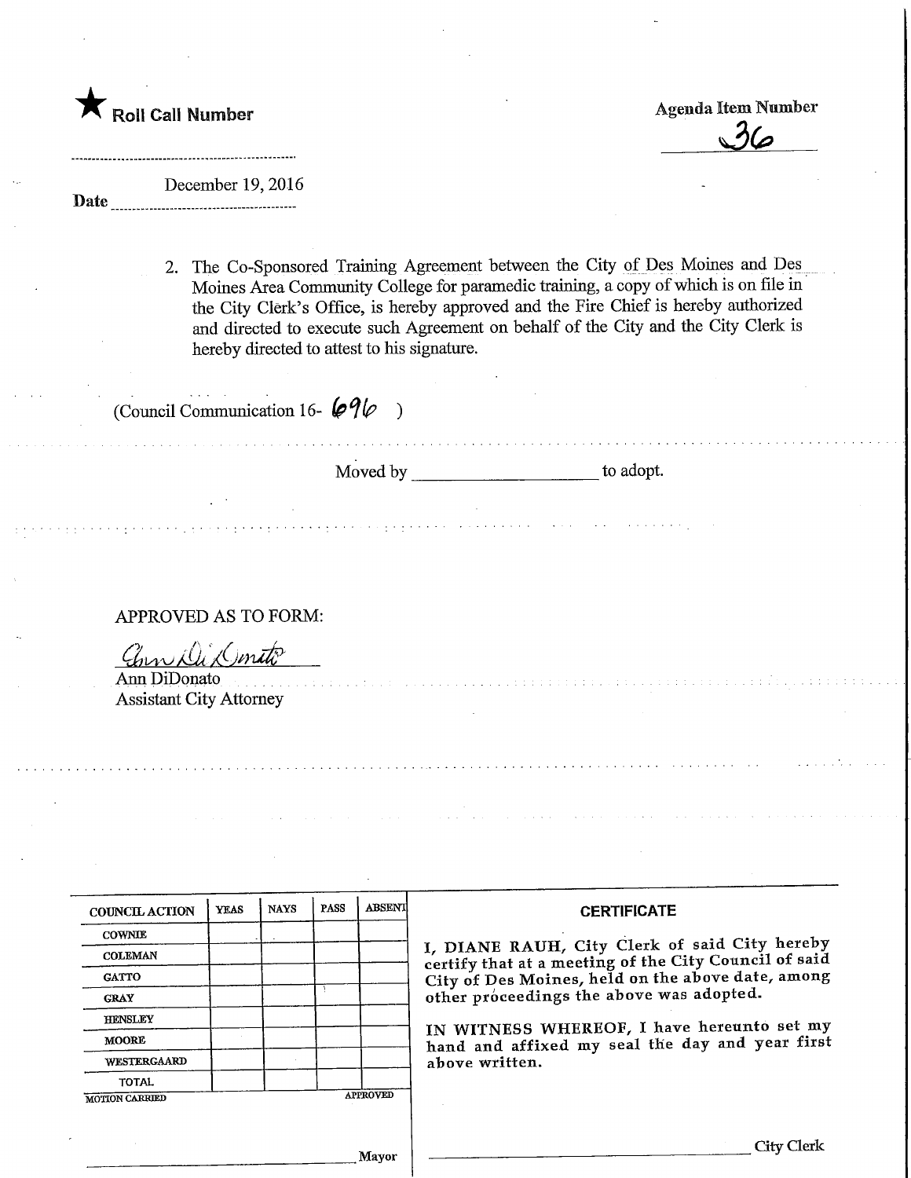★ **Roll Call Number**

**Agenda Item Number**
36

**Date** December 19, 2016

2. The Co-Sponsored Training Agreement between the City of Des Moines and Des Moines Area Community College for paramedic training, a copy of which is on file in the City Clerk's Office, is hereby approved and the Fire Chief is hereby authorized and directed to execute such Agreement on behalf of the City and the City Clerk is hereby directed to attest to his signature.

(Council Communication 16- 696 )

Moved by ____________________ to adopt.

APPROVED AS TO FORM:

Ann DiDonato
Assistant City Attorney

| COUNCIL ACTION | YEAS | NAYS | PASS | ABSENT |
|---|---|---|---|---|
| COWNIE | | | | |
| COLEMAN | | | | |
| GATTO | | | | |
| GRAY | | | | |
| HENSLEY | | | | |
| MOORE | | | | |
| WESTERGAARD | | | | |
| TOTAL | | | | |

MOTION CARRIED APPROVED

______________________ Mayor

**CERTIFICATE**

I, DIANE RAUH, City Clerk of said City hereby certify that at a meeting of the City Council of said City of Des Moines, held on the above date, among other proceedings the above was adopted.

IN WITNESS WHEREOF, I have hereunto set my hand and affixed my seal the day and year first above written.

______________________ City Clerk